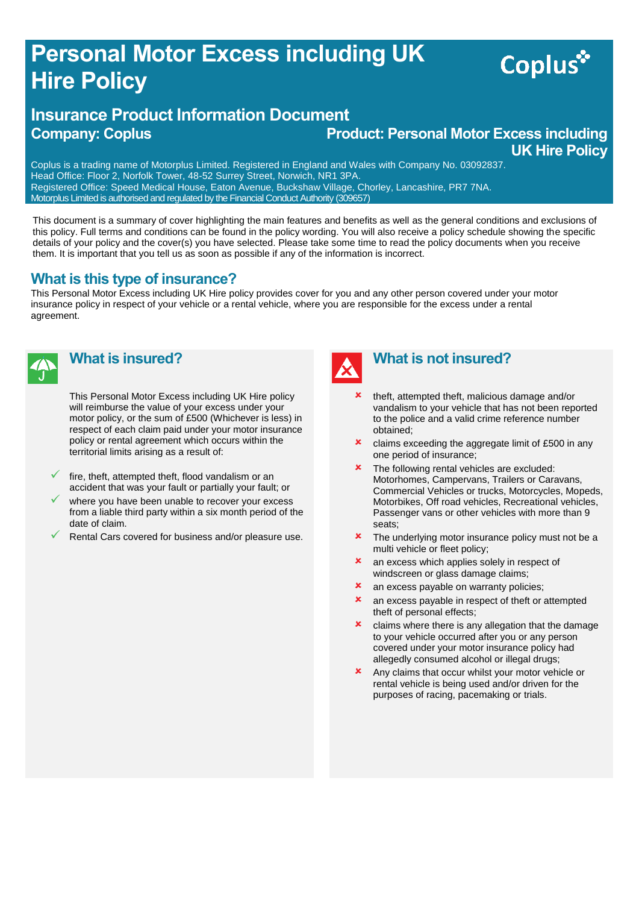# Personal Motor Excess including UK Hire Policy

Coplus

## Insurance Product Information Document

**Company: Coplus**

**Product: Personal Motor Excess including UK Hire Policy**

Coplus is a trading name of Motorplus Limited. Registered in England and Wales with Company No. 03092837.
Head Office: Floor 2, Norfolk Tower, 48-52 Surrey Street, Norwich, NR1 3PA.
Registered Office: Speed Medical House, Eaton Avenue, Buckshaw Village, Chorley, Lancashire, PR7 7NA.
Motorplus Limited is authorised and regulated by the Financial Conduct Authority (309657)

This document is a summary of cover highlighting the main features and benefits as well as the general conditions and exclusions of this policy. Full terms and conditions can be found in the policy wording. You will also receive a policy schedule showing the specific details of your policy and the cover(s) you have selected. Please take some time to read the policy documents when you receive them. It is important that you tell us as soon as possible if any of the information is incorrect.

## What is this type of insurance?

This Personal Motor Excess including UK Hire policy provides cover for you and any other person covered under your motor insurance policy in respect of your vehicle or a rental vehicle, where you are responsible for the excess under a rental agreement.

## What is insured?

This Personal Motor Excess including UK Hire policy will reimburse the value of your excess under your motor policy, or the sum of £500 (Whichever is less) in respect of each claim paid under your motor insurance policy or rental agreement which occurs within the territorial limits arising as a result of:

- ✓ fire, theft, attempted theft, flood vandalism or an accident that was your fault or partially your fault; or
- ✓ where you have been unable to recover your excess from a liable third party within a six month period of the date of claim.
- ✓ Rental Cars covered for business and/or pleasure use.

## What is not insured?

- ✗ theft, attempted theft, malicious damage and/or vandalism to your vehicle that has not been reported to the police and a valid crime reference number obtained;
- ✗ claims exceeding the aggregate limit of £500 in any one period of insurance;
- ✗ The following rental vehicles are excluded: Motorhomes, Campervans, Trailers or Caravans, Commercial Vehicles or trucks, Motorcycles, Mopeds, Motorbikes, Off road vehicles, Recreational vehicles, Passenger vans or other vehicles with more than 9 seats;
- ✗ The underlying motor insurance policy must not be a multi vehicle or fleet policy;
- ✗ an excess which applies solely in respect of windscreen or glass damage claims;
- ✗ an excess payable on warranty policies;
- ✗ an excess payable in respect of theft or attempted theft of personal effects;
- ✗ claims where there is any allegation that the damage to your vehicle occurred after you or any person covered under your motor insurance policy had allegedly consumed alcohol or illegal drugs;
- ✗ Any claims that occur whilst your motor vehicle or rental vehicle is being used and/or driven for the purposes of racing, pacemaking or trials.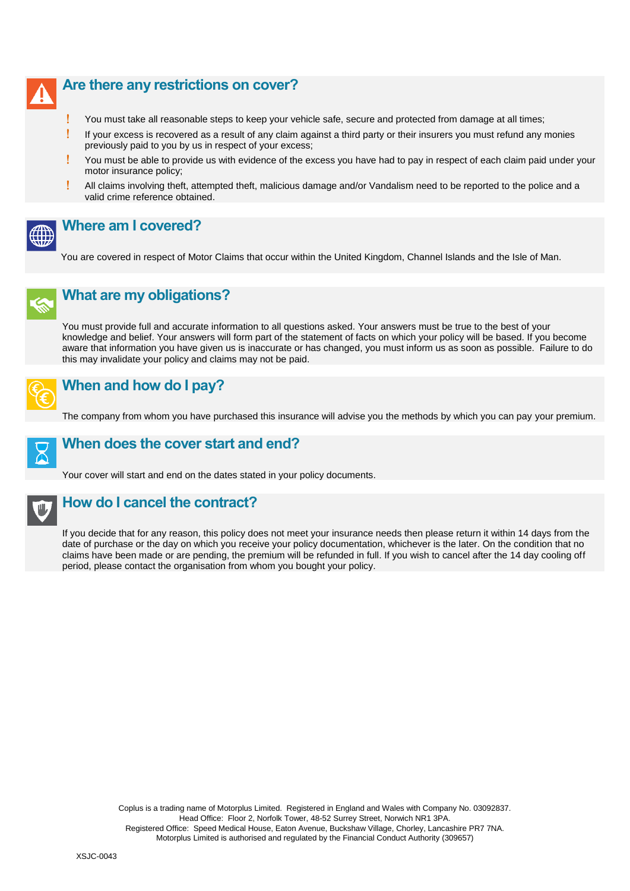## Are there any restrictions on cover?

- ! You must take all reasonable steps to keep your vehicle safe, secure and protected from damage at all times;
- ! If your excess is recovered as a result of any claim against a third party or their insurers you must refund any monies previously paid to you by us in respect of your excess;
- ! You must be able to provide us with evidence of the excess you have had to pay in respect of each claim paid under your motor insurance policy;
- ! All claims involving theft, attempted theft, malicious damage and/or Vandalism need to be reported to the police and a valid crime reference obtained.

## Where am I covered?

You are covered in respect of Motor Claims that occur within the United Kingdom, Channel Islands and the Isle of Man.

## What are my obligations?

You must provide full and accurate information to all questions asked. Your answers must be true to the best of your knowledge and belief. Your answers will form part of the statement of facts on which your policy will be based. If you become aware that information you have given us is inaccurate or has changed, you must inform us as soon as possible. Failure to do this may invalidate your policy and claims may not be paid.

## When and how do I pay?

The company from whom you have purchased this insurance will advise you the methods by which you can pay your premium.

## When does the cover start and end?

Your cover will start and end on the dates stated in your policy documents.

## How do I cancel the contract?

If you decide that for any reason, this policy does not meet your insurance needs then please return it within 14 days from the date of purchase or the day on which you receive your policy documentation, whichever is the later. On the condition that no claims have been made or are pending, the premium will be refunded in full. If you wish to cancel after the 14 day cooling off period, please contact the organisation from whom you bought your policy.

Coplus is a trading name of Motorplus Limited. Registered in England and Wales with Company No. 03092837.
Head Office: Floor 2, Norfolk Tower, 48-52 Surrey Street, Norwich NR1 3PA.
Registered Office: Speed Medical House, Eaton Avenue, Buckshaw Village, Chorley, Lancashire PR7 7NA.
Motorplus Limited is authorised and regulated by the Financial Conduct Authority (309657)

XSJC-0043